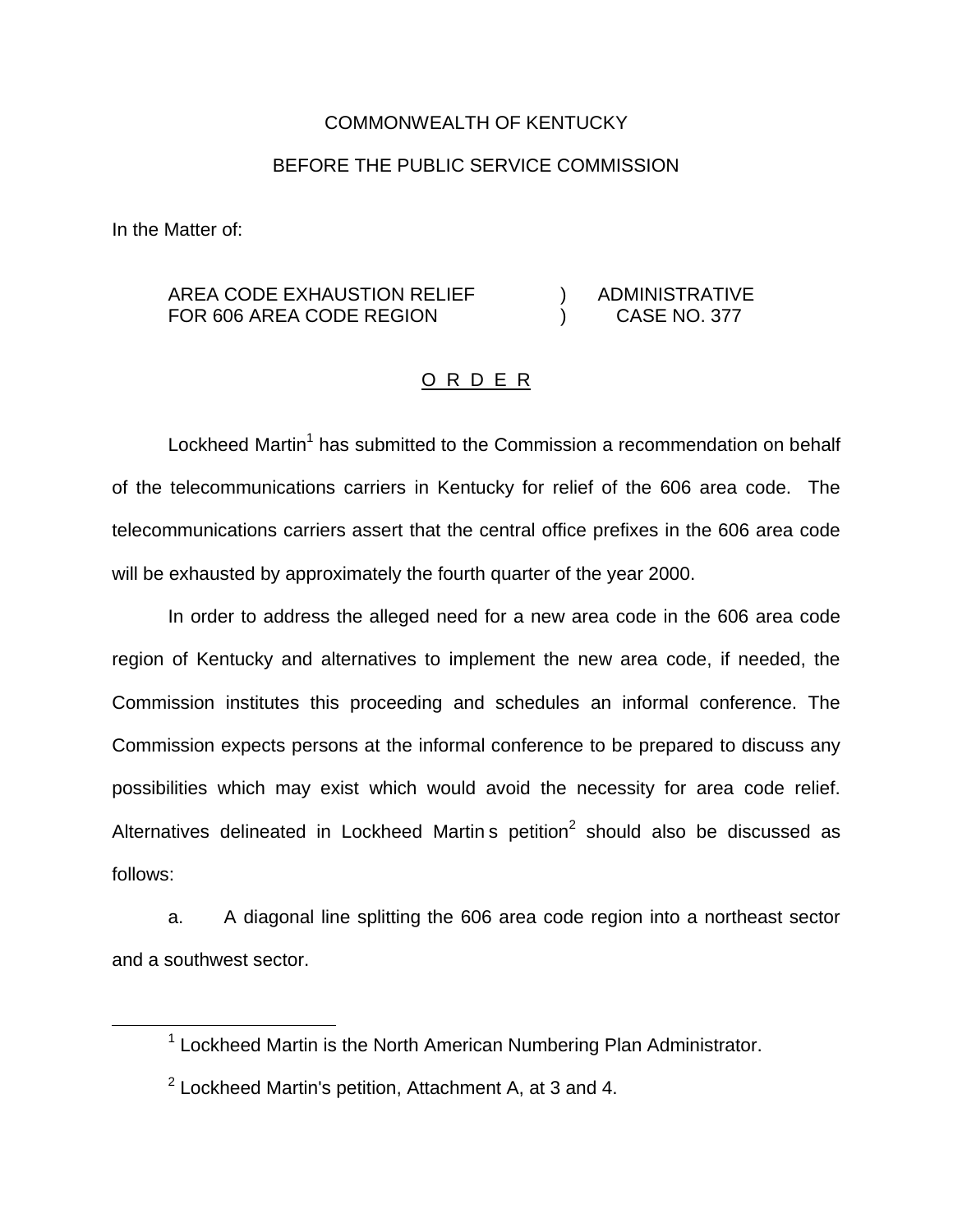COMMONWEALTH OF KENTUCKY

BEFORE THE PUBLIC SERVICE COMMISSION

In the Matter of:

| | | |
|---|---|---|
| AREA CODE EXHAUSTION RELIEF FOR 606 AREA CODE REGION | ) ) | ADMINISTRATIVE CASE NO. 377 |

O R D E R

Lockheed Martin[1] has submitted to the Commission a recommendation on behalf of the telecommunications carriers in Kentucky for relief of the 606 area code. The telecommunications carriers assert that the central office prefixes in the 606 area code will be exhausted by approximately the fourth quarter of the year 2000.

In order to address the alleged need for a new area code in the 606 area code region of Kentucky and alternatives to implement the new area code, if needed, the Commission institutes this proceeding and schedules an informal conference. The Commission expects persons at the informal conference to be prepared to discuss any possibilities which may exist which would avoid the necessity for area code relief. Alternatives delineated in Lockheed Martin s petition[2] should also be discussed as follows:

a. A diagonal line splitting the 606 area code region into a northeast sector and a southwest sector.

---

[1] Lockheed Martin is the North American Numbering Plan Administrator.

[2] Lockheed Martin's petition, Attachment A, at 3 and 4.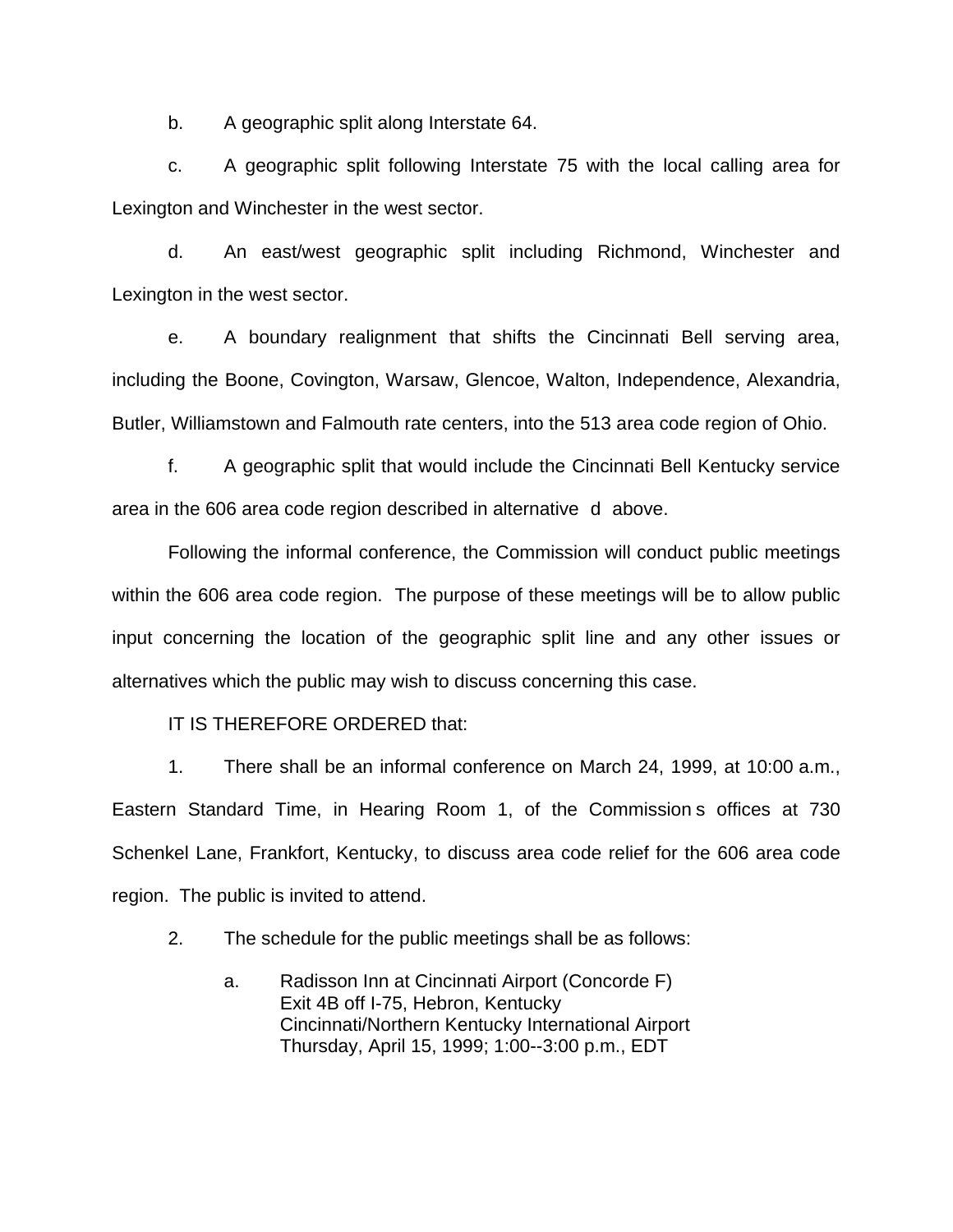b. A geographic split along Interstate 64.

c. A geographic split following Interstate 75 with the local calling area for Lexington and Winchester in the west sector.

d. An east/west geographic split including Richmond, Winchester and Lexington in the west sector.

e. A boundary realignment that shifts the Cincinnati Bell serving area, including the Boone, Covington, Warsaw, Glencoe, Walton, Independence, Alexandria, Butler, Williamstown and Falmouth rate centers, into the 513 area code region of Ohio.

f. A geographic split that would include the Cincinnati Bell Kentucky service area in the 606 area code region described in alternative d above.

Following the informal conference, the Commission will conduct public meetings within the 606 area code region. The purpose of these meetings will be to allow public input concerning the location of the geographic split line and any other issues or alternatives which the public may wish to discuss concerning this case.

IT IS THEREFORE ORDERED that:

1. There shall be an informal conference on March 24, 1999, at 10:00 a.m., Eastern Standard Time, in Hearing Room 1, of the Commission s offices at 730 Schenkel Lane, Frankfort, Kentucky, to discuss area code relief for the 606 area code region. The public is invited to attend.

2. The schedule for the public meetings shall be as follows:

   a. Radisson Inn at Cincinnati Airport (Concorde F)
      Exit 4B off I-75, Hebron, Kentucky
      Cincinnati/Northern Kentucky International Airport
      Thursday, April 15, 1999; 1:00--3:00 p.m., EDT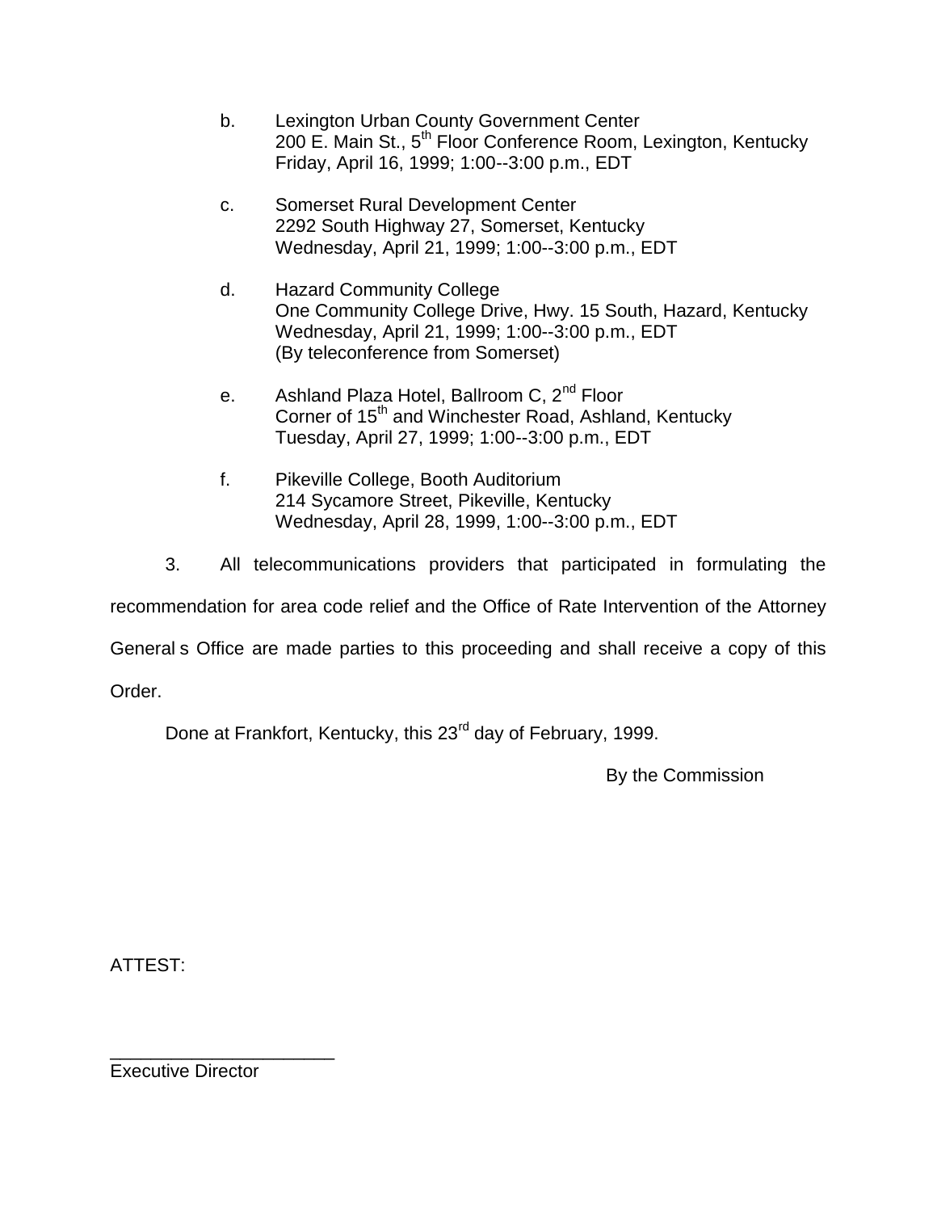b. Lexington Urban County Government Center
   200 E. Main St., 5th Floor Conference Room, Lexington, Kentucky
   Friday, April 16, 1999; 1:00--3:00 p.m., EDT

c. Somerset Rural Development Center
   2292 South Highway 27, Somerset, Kentucky
   Wednesday, April 21, 1999; 1:00--3:00 p.m., EDT

d. Hazard Community College
   One Community College Drive, Hwy. 15 South, Hazard, Kentucky
   Wednesday, April 21, 1999; 1:00--3:00 p.m., EDT
   (By teleconference from Somerset)

e. Ashland Plaza Hotel, Ballroom C, 2nd Floor
   Corner of 15th and Winchester Road, Ashland, Kentucky
   Tuesday, April 27, 1999; 1:00--3:00 p.m., EDT

f. Pikeville College, Booth Auditorium
   214 Sycamore Street, Pikeville, Kentucky
   Wednesday, April 28, 1999, 1:00--3:00 p.m., EDT

3. All telecommunications providers that participated in formulating the recommendation for area code relief and the Office of Rate Intervention of the Attorney General s Office are made parties to this proceeding and shall receive a copy of this Order.

Done at Frankfort, Kentucky, this 23rd day of February, 1999.

By the Commission

ATTEST:

______________________
Executive Director